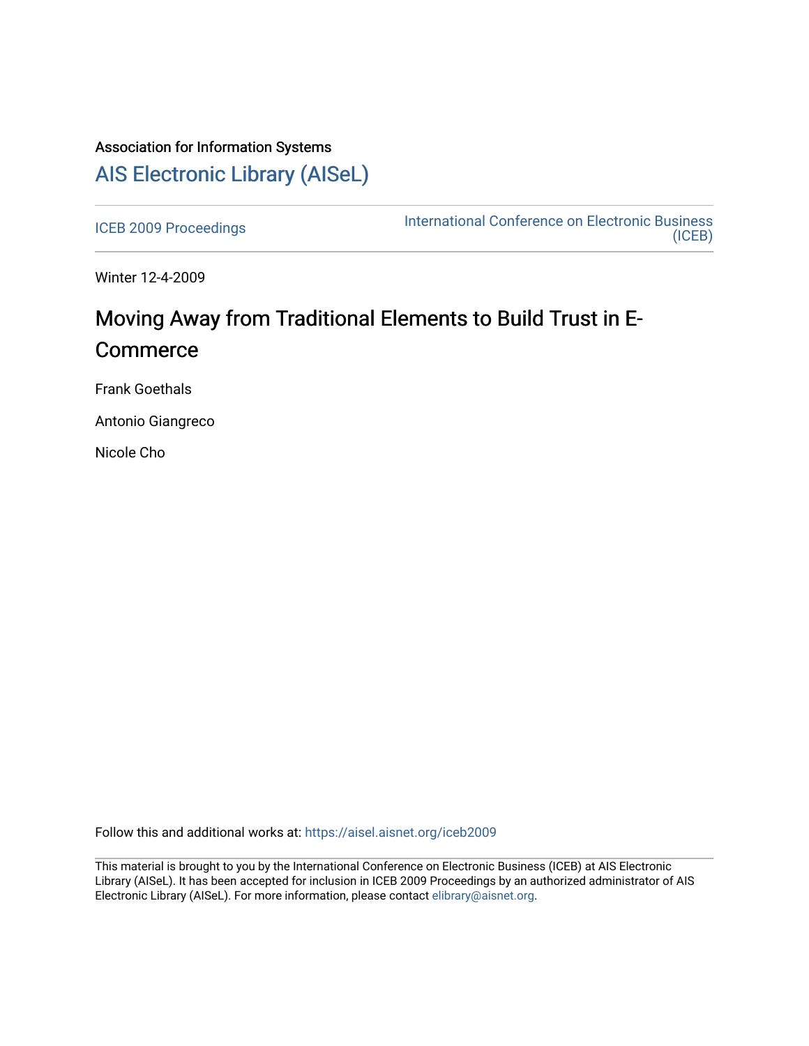Association for Information Systems

# AIS Electronic Library (AISeL)

ICEB 2009 Proceedings

International Conference on Electronic Business (ICEB)

Winter 12-4-2009

## Moving Away from Traditional Elements to Build Trust in E-Commerce

Frank Goethals

Antonio Giangreco

Nicole Cho

Follow this and additional works at: https://aisel.aisnet.org/iceb2009

This material is brought to you by the International Conference on Electronic Business (ICEB) at AIS Electronic Library (AISeL). It has been accepted for inclusion in ICEB 2009 Proceedings by an authorized administrator of AIS Electronic Library (AISeL). For more information, please contact elibrary@aisnet.org.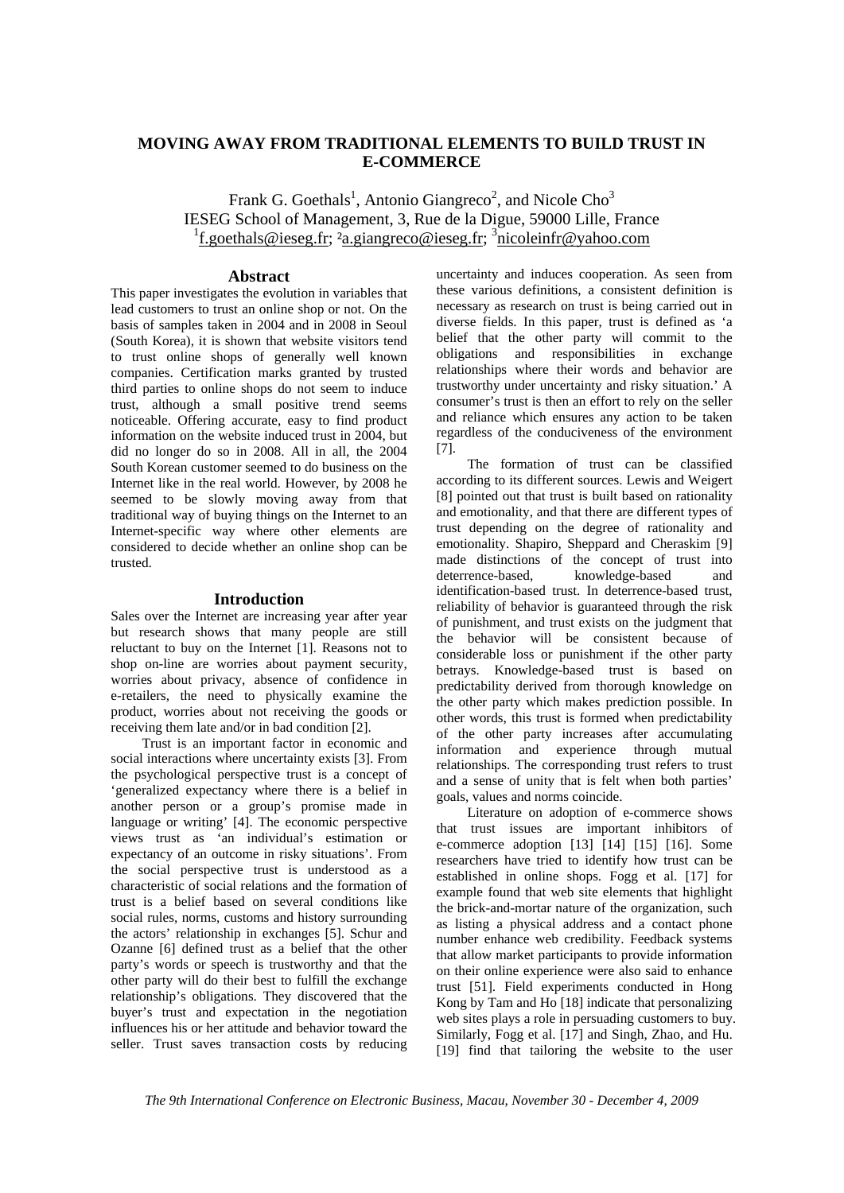# MOVING AWAY FROM TRADITIONAL ELEMENTS TO BUILD TRUST IN E-COMMERCE

Frank G. Goethals[1], Antonio Giangreco[2], and Nicole Cho[3]
IESEG School of Management, 3, Rue de la Digue, 59000 Lille, France
[1]f.goethals@ieseg.fr; [2]a.giangreco@ieseg.fr; [3]nicoleinfr@yahoo.com

## Abstract

This paper investigates the evolution in variables that lead customers to trust an online shop or not. On the basis of samples taken in 2004 and in 2008 in Seoul (South Korea), it is shown that website visitors tend to trust online shops of generally well known companies. Certification marks granted by trusted third parties to online shops do not seem to induce trust, although a small positive trend seems noticeable. Offering accurate, easy to find product information on the website induced trust in 2004, but did no longer do so in 2008. All in all, the 2004 South Korean customer seemed to do business on the Internet like in the real world. However, by 2008 he seemed to be slowly moving away from that traditional way of buying things on the Internet to an Internet-specific way where other elements are considered to decide whether an online shop can be trusted.

## Introduction

Sales over the Internet are increasing year after year but research shows that many people are still reluctant to buy on the Internet [1]. Reasons not to shop on-line are worries about payment security, worries about privacy, absence of confidence in e-retailers, the need to physically examine the product, worries about not receiving the goods or receiving them late and/or in bad condition [2].

Trust is an important factor in economic and social interactions where uncertainty exists [3]. From the psychological perspective trust is a concept of 'generalized expectancy where there is a belief in another person or a group's promise made in language or writing' [4]. The economic perspective views trust as 'an individual's estimation or expectancy of an outcome in risky situations'. From the social perspective trust is understood as a characteristic of social relations and the formation of trust is a belief based on several conditions like social rules, norms, customs and history surrounding the actors' relationship in exchanges [5]. Schur and Ozanne [6] defined trust as a belief that the other party's words or speech is trustworthy and that the other party will do their best to fulfill the exchange relationship's obligations. They discovered that the buyer's trust and expectation in the negotiation influences his or her attitude and behavior toward the seller. Trust saves transaction costs by reducing uncertainty and induces cooperation. As seen from these various definitions, a consistent definition is necessary as research on trust is being carried out in diverse fields. In this paper, trust is defined as 'a belief that the other party will commit to the obligations and responsibilities in exchange relationships where their words and behavior are trustworthy under uncertainty and risky situation.' A consumer's trust is then an effort to rely on the seller and reliance which ensures any action to be taken regardless of the conduciveness of the environment [7].

The formation of trust can be classified according to its different sources. Lewis and Weigert [8] pointed out that trust is built based on rationality and emotionality, and that there are different types of trust depending on the degree of rationality and emotionality. Shapiro, Sheppard and Cheraskim [9] made distinctions of the concept of trust into deterrence-based, knowledge-based and identification-based trust. In deterrence-based trust, reliability of behavior is guaranteed through the risk of punishment, and trust exists on the judgment that the behavior will be consistent because of considerable loss or punishment if the other party betrays. Knowledge-based trust is based on predictability derived from thorough knowledge on the other party which makes prediction possible. In other words, this trust is formed when predictability of the other party increases after accumulating information and experience through mutual relationships. The corresponding trust refers to trust and a sense of unity that is felt when both parties' goals, values and norms coincide.

Literature on adoption of e-commerce shows that trust issues are important inhibitors of e-commerce adoption [13] [14] [15] [16]. Some researchers have tried to identify how trust can be established in online shops. Fogg et al. [17] for example found that web site elements that highlight the brick-and-mortar nature of the organization, such as listing a physical address and a contact phone number enhance web credibility. Feedback systems that allow market participants to provide information on their online experience were also said to enhance trust [51]. Field experiments conducted in Hong Kong by Tam and Ho [18] indicate that personalizing web sites plays a role in persuading customers to buy. Similarly, Fogg et al. [17] and Singh, Zhao, and Hu. [19] find that tailoring the website to the user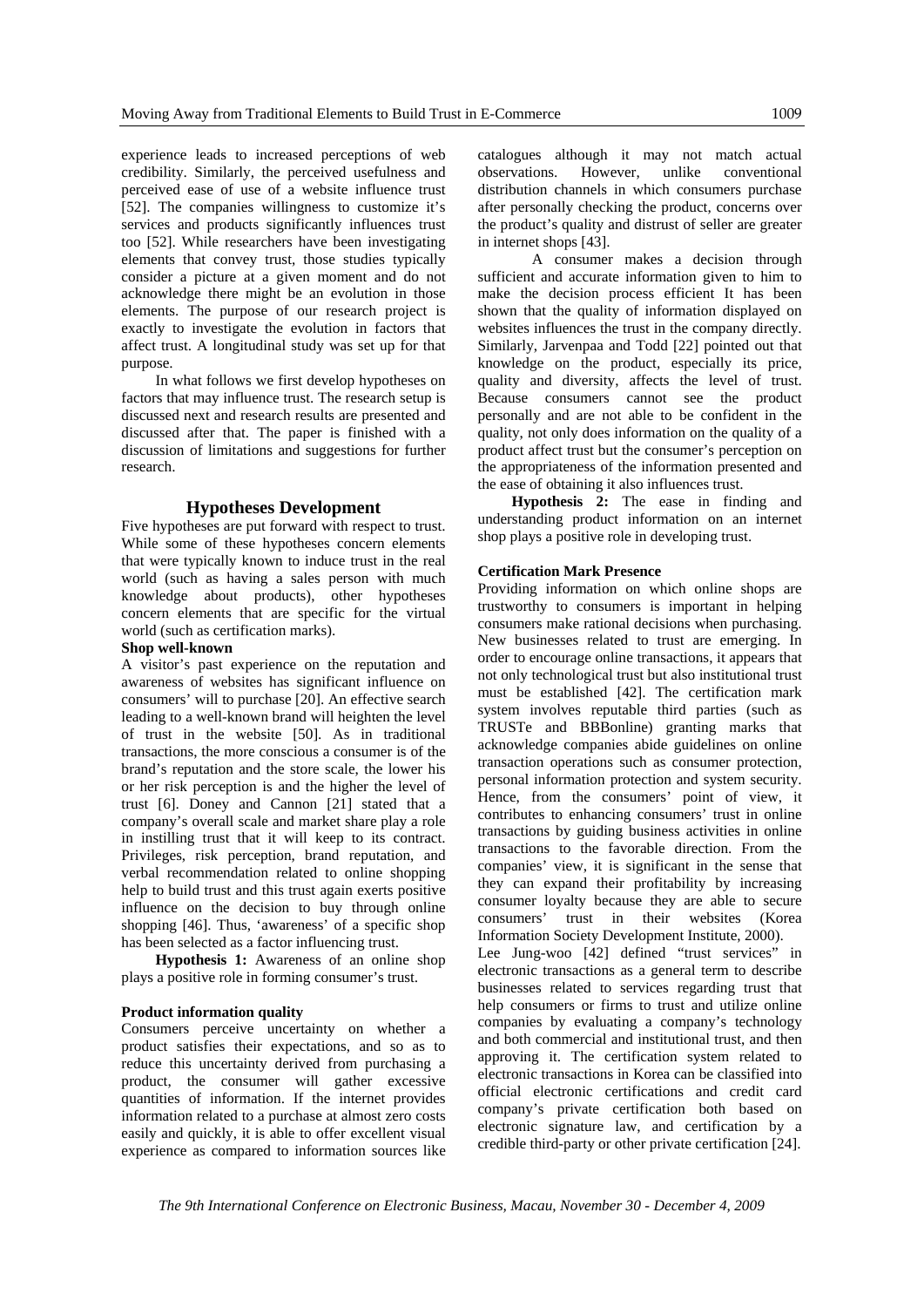experience leads to increased perceptions of web credibility. Similarly, the perceived usefulness and perceived ease of use of a website influence trust [52]. The companies willingness to customize it's services and products significantly influences trust too [52]. While researchers have been investigating elements that convey trust, those studies typically consider a picture at a given moment and do not acknowledge there might be an evolution in those elements. The purpose of our research project is exactly to investigate the evolution in factors that affect trust. A longitudinal study was set up for that purpose.

In what follows we first develop hypotheses on factors that may influence trust. The research setup is discussed next and research results are presented and discussed after that. The paper is finished with a discussion of limitations and suggestions for further research.

## Hypotheses Development

Five hypotheses are put forward with respect to trust. While some of these hypotheses concern elements that were typically known to induce trust in the real world (such as having a sales person with much knowledge about products), other hypotheses concern elements that are specific for the virtual world (such as certification marks).

### Shop well-known

A visitor's past experience on the reputation and awareness of websites has significant influence on consumers' will to purchase [20]. An effective search leading to a well-known brand will heighten the level of trust in the website [50]. As in traditional transactions, the more conscious a consumer is of the brand's reputation and the store scale, the lower his or her risk perception is and the higher the level of trust [6]. Doney and Cannon [21] stated that a company's overall scale and market share play a role in instilling trust that it will keep to its contract. Privileges, risk perception, brand reputation, and verbal recommendation related to online shopping help to build trust and this trust again exerts positive influence on the decision to buy through online shopping [46]. Thus, 'awareness' of a specific shop has been selected as a factor influencing trust.

**Hypothesis 1:** Awareness of an online shop plays a positive role in forming consumer's trust.

### Product information quality

Consumers perceive uncertainty on whether a product satisfies their expectations, and so as to reduce this uncertainty derived from purchasing a product, the consumer will gather excessive quantities of information. If the internet provides information related to a purchase at almost zero costs easily and quickly, it is able to offer excellent visual experience as compared to information sources like catalogues although it may not match actual observations. However, unlike conventional distribution channels in which consumers purchase after personally checking the product, concerns over the product's quality and distrust of seller are greater in internet shops [43].

A consumer makes a decision through sufficient and accurate information given to him to make the decision process efficient It has been shown that the quality of information displayed on websites influences the trust in the company directly. Similarly, Jarvenpaa and Todd [22] pointed out that knowledge on the product, especially its price, quality and diversity, affects the level of trust. Because consumers cannot see the product personally and are not able to be confident in the quality, not only does information on the quality of a product affect trust but the consumer's perception on the appropriateness of the information presented and the ease of obtaining it also influences trust.

**Hypothesis 2:** The ease in finding and understanding product information on an internet shop plays a positive role in developing trust.

### Certification Mark Presence

Providing information on which online shops are trustworthy to consumers is important in helping consumers make rational decisions when purchasing. New businesses related to trust are emerging. In order to encourage online transactions, it appears that not only technological trust but also institutional trust must be established [42]. The certification mark system involves reputable third parties (such as TRUSTe and BBBonline) granting marks that acknowledge companies abide guidelines on online transaction operations such as consumer protection, personal information protection and system security. Hence, from the consumers' point of view, it contributes to enhancing consumers' trust in online transactions by guiding business activities in online transactions to the favorable direction. From the companies' view, it is significant in the sense that they can expand their profitability by increasing consumer loyalty because they are able to secure consumers' trust in their websites (Korea Information Society Development Institute, 2000).

Lee Jung-woo [42] defined "trust services" in electronic transactions as a general term to describe businesses related to services regarding trust that help consumers or firms to trust and utilize online companies by evaluating a company's technology and both commercial and institutional trust, and then approving it. The certification system related to electronic transactions in Korea can be classified into official electronic certifications and credit card company's private certification both based on electronic signature law, and certification by a credible third-party or other private certification [24].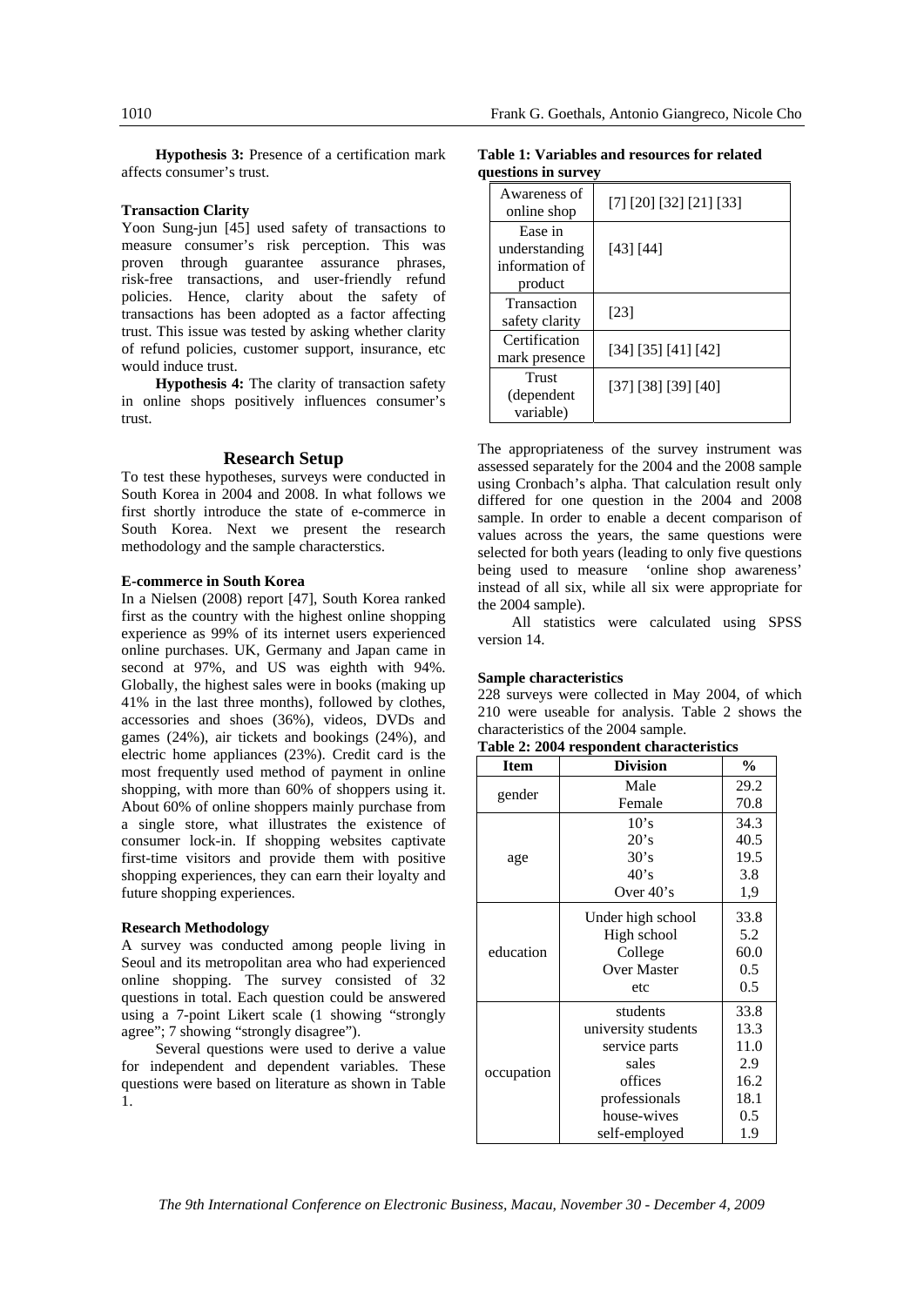**Hypothesis 3:** Presence of a certification mark affects consumer's trust.

### Transaction Clarity

Yoon Sung-jun [45] used safety of transactions to measure consumer's risk perception. This was proven through guarantee assurance phrases, risk-free transactions, and user-friendly refund policies. Hence, clarity about the safety of transactions has been adopted as a factor affecting trust. This issue was tested by asking whether clarity of refund policies, customer support, insurance, etc would induce trust.

**Hypothesis 4:** The clarity of transaction safety in online shops positively influences consumer's trust.

## Research Setup

To test these hypotheses, surveys were conducted in South Korea in 2004 and 2008. In what follows we first shortly introduce the state of e-commerce in South Korea. Next we present the research methodology and the sample characterstics.

### E-commerce in South Korea

In a Nielsen (2008) report [47], South Korea ranked first as the country with the highest online shopping experience as 99% of its internet users experienced online purchases. UK, Germany and Japan came in second at 97%, and US was eighth with 94%. Globally, the highest sales were in books (making up 41% in the last three months), followed by clothes, accessories and shoes (36%), videos, DVDs and games (24%), air tickets and bookings (24%), and electric home appliances (23%). Credit card is the most frequently used method of payment in online shopping, with more than 60% of shoppers using it. About 60% of online shoppers mainly purchase from a single store, what illustrates the existence of consumer lock-in. If shopping websites captivate first-time visitors and provide them with positive shopping experiences, they can earn their loyalty and future shopping experiences.

### Research Methodology

A survey was conducted among people living in Seoul and its metropolitan area who had experienced online shopping. The survey consisted of 32 questions in total. Each question could be answered using a 7-point Likert scale (1 showing "strongly agree"; 7 showing "strongly disagree").

Several questions were used to derive a value for independent and dependent variables. These questions were based on literature as shown in Table 1.

**Table 1: Variables and resources for related questions in survey**

| | |
|---|---|
| Awareness of online shop | [7] [20] [32] [21] [33] |
| Ease in understanding information of product | [43] [44] |
| Transaction safety clarity | [23] |
| Certification mark presence | [34] [35] [41] [42] |
| Trust (dependent variable) | [37] [38] [39] [40] |

The appropriateness of the survey instrument was assessed separately for the 2004 and the 2008 sample using Cronbach's alpha. That calculation result only differed for one question in the 2004 and 2008 sample. In order to enable a decent comparison of values across the years, the same questions were selected for both years (leading to only five questions being used to measure 'online shop awareness' instead of all six, while all six were appropriate for the 2004 sample).

All statistics were calculated using SPSS version 14.

### Sample characteristics

228 surveys were collected in May 2004, of which 210 were useable for analysis. Table 2 shows the characteristics of the 2004 sample.

**Table 2: 2004 respondent characteristics**

| Item | Division | % |
|---|---|---|
| gender | Male | 29.2 |
| | Female | 70.8 |
| age | 10's | 34.3 |
| | 20's | 40.5 |
| | 30's | 19.5 |
| | 40's | 3.8 |
| | Over 40's | 1,9 |
| education | Under high school | 33.8 |
| | High school | 5.2 |
| | College | 60.0 |
| | Over Master | 0.5 |
| | etc | 0.5 |
| occupation | students | 33.8 |
| | university students | 13.3 |
| | service parts | 11.0 |
| | sales | 2.9 |
| | offices | 16.2 |
| | professionals | 18.1 |
| | house-wives | 0.5 |
| | self-employed | 1.9 |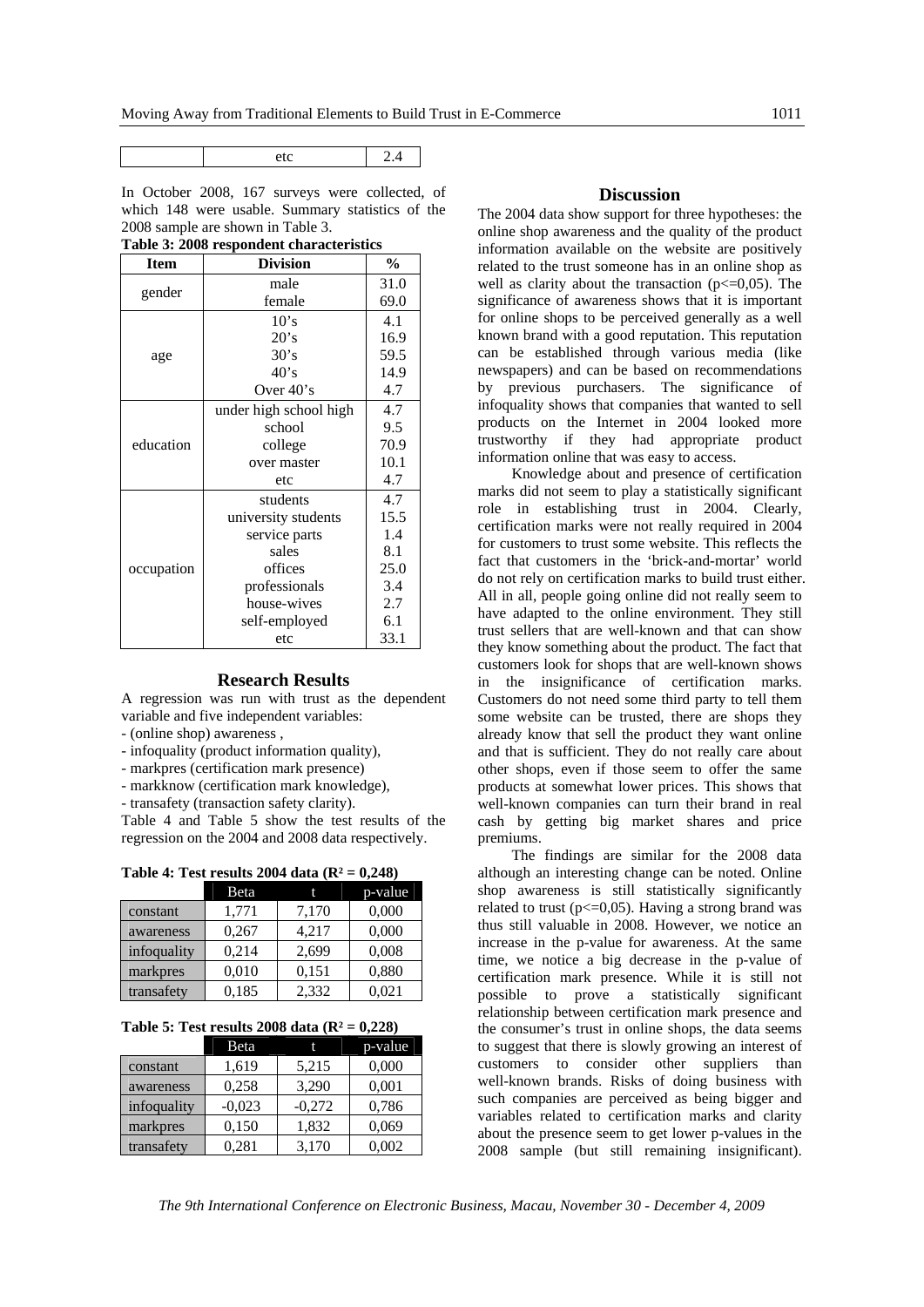| | etc | 2.4 |
|---|---|---|

In October 2008, 167 surveys were collected, of which 148 were usable. Summary statistics of the 2008 sample are shown in Table 3.

**Table 3: 2008 respondent characteristics**

| Item | Division | % |
|---|---|---|
| gender | male | 31.0 |
| | female | 69.0 |
| age | 10's | 4.1 |
| | 20's | 16.9 |
| | 30's | 59.5 |
| | 40's | 14.9 |
| | Over 40's | 4.7 |
| education | under high school high | 4.7 |
| | school | 9.5 |
| | college | 70.9 |
| | over master | 10.1 |
| | etc | 4.7 |
| occupation | students | 4.7 |
| | university students | 15.5 |
| | service parts | 1.4 |
| | sales | 8.1 |
| | offices | 25.0 |
| | professionals | 3.4 |
| | house-wives | 2.7 |
| | self-employed | 6.1 |
| | etc | 33.1 |

## Research Results

A regression was run with trust as the dependent variable and five independent variables:

- (online shop) awareness ,
- infoquality (product information quality),
- markpres (certification mark presence)
- markknow (certification mark knowledge),
- transafety (transaction safety clarity).

Table 4 and Table 5 show the test results of the regression on the 2004 and 2008 data respectively.

**Table 4: Test results 2004 data ($R^2 = 0,248$)**

| | Beta | t | p-value |
|---|---|---|---|
| constant | 1,771 | 7,170 | 0,000 |
| awareness | 0,267 | 4,217 | 0,000 |
| infoquality | 0,214 | 2,699 | 0,008 |
| markpres | 0,010 | 0,151 | 0,880 |
| transafety | 0,185 | 2,332 | 0,021 |

**Table 5: Test results 2008 data ($R^2 = 0,228$)**

| | Beta | t | p-value |
|---|---|---|---|
| constant | 1,619 | 5,215 | 0,000 |
| awareness | 0,258 | 3,290 | 0,001 |
| infoquality | -0,023 | -0,272 | 0,786 |
| markpres | 0,150 | 1,832 | 0,069 |
| transafety | 0,281 | 3,170 | 0,002 |

## Discussion

The 2004 data show support for three hypotheses: the online shop awareness and the quality of the product information available on the website are positively related to the trust someone has in an online shop as well as clarity about the transaction ($p<=0,05$). The significance of awareness shows that it is important for online shops to be perceived generally as a well known brand with a good reputation. This reputation can be established through various media (like newspapers) and can be based on recommendations by previous purchasers. The significance of infoquality shows that companies that wanted to sell products on the Internet in 2004 looked more trustworthy if they had appropriate product information online that was easy to access.

Knowledge about and presence of certification marks did not seem to play a statistically significant role in establishing trust in 2004. Clearly, certification marks were not really required in 2004 for customers to trust some website. This reflects the fact that customers in the 'brick-and-mortar' world do not rely on certification marks to build trust either. All in all, people going online did not really seem to have adapted to the online environment. They still trust sellers that are well-known and that can show they know something about the product. The fact that customers look for shops that are well-known shows in the insignificance of certification marks. Customers do not need some third party to tell them some website can be trusted, there are shops they already know that sell the product they want online and that is sufficient. They do not really care about other shops, even if those seem to offer the same products at somewhat lower prices. This shows that well-known companies can turn their brand in real cash by getting big market shares and price premiums.

The findings are similar for the 2008 data although an interesting change can be noted. Online shop awareness is still statistically significantly related to trust ($p<=0,05$). Having a strong brand was thus still valuable in 2008. However, we notice an increase in the p-value for awareness. At the same time, we notice a big decrease in the p-value of certification mark presence. While it is still not possible to prove a statistically significant relationship between certification mark presence and the consumer's trust in online shops, the data seems to suggest that there is slowly growing an interest of customers to consider other suppliers than well-known brands. Risks of doing business with such companies are perceived as being bigger and variables related to certification marks and clarity about the presence seem to get lower p-values in the 2008 sample (but still remaining insignificant).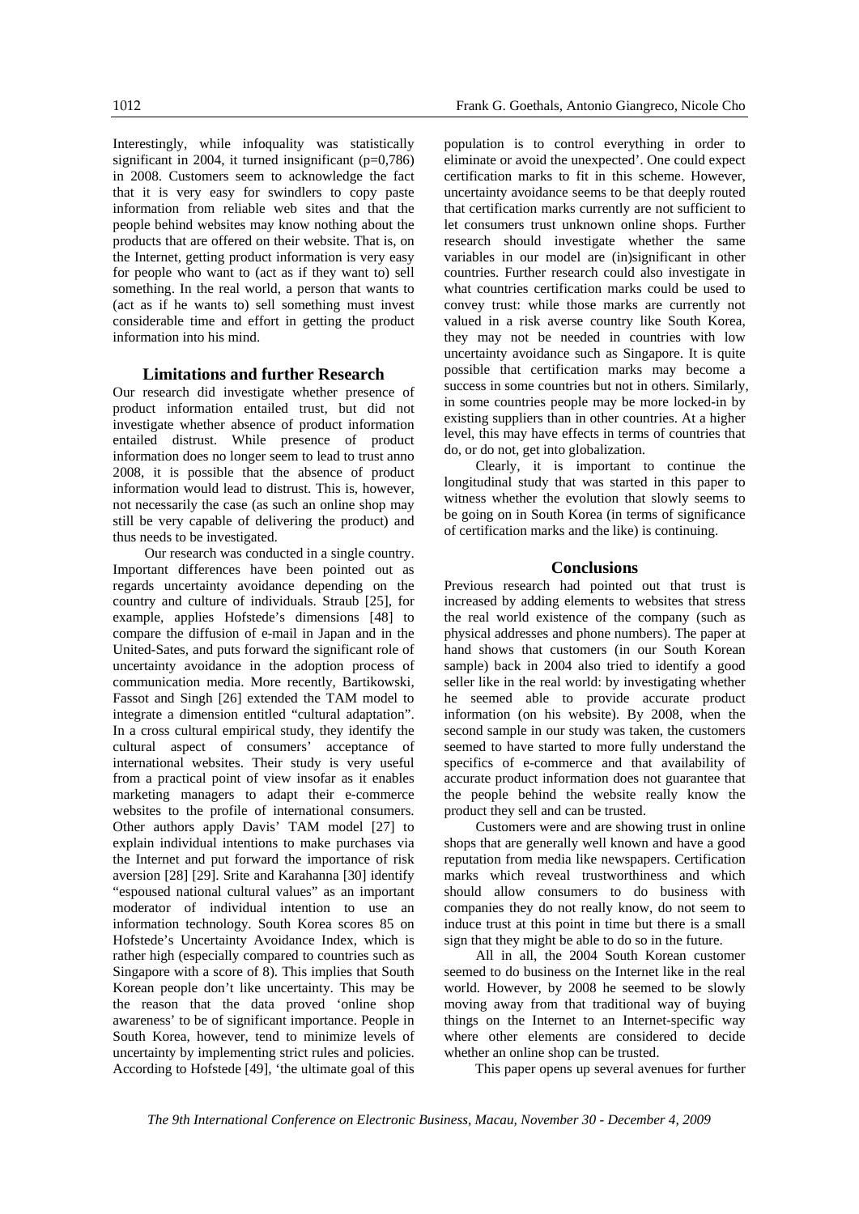Interestingly, while infoquality was statistically significant in 2004, it turned insignificant ($p=0,786$) in 2008. Customers seem to acknowledge the fact that it is very easy for swindlers to copy paste information from reliable web sites and that the people behind websites may know nothing about the products that are offered on their website. That is, on the Internet, getting product information is very easy for people who want to (act as if they want to) sell something. In the real world, a person that wants to (act as if he wants to) sell something must invest considerable time and effort in getting the product information into his mind.

## Limitations and further Research

Our research did investigate whether presence of product information entailed trust, but did not investigate whether absence of product information entailed distrust. While presence of product information does no longer seem to lead to trust anno 2008, it is possible that the absence of product information would lead to distrust. This is, however, not necessarily the case (as such an online shop may still be very capable of delivering the product) and thus needs to be investigated.

Our research was conducted in a single country. Important differences have been pointed out as regards uncertainty avoidance depending on the country and culture of individuals. Straub [25], for example, applies Hofstede's dimensions [48] to compare the diffusion of e-mail in Japan and in the United-Sates, and puts forward the significant role of uncertainty avoidance in the adoption process of communication media. More recently, Bartikowski, Fassot and Singh [26] extended the TAM model to integrate a dimension entitled "cultural adaptation". In a cross cultural empirical study, they identify the cultural aspect of consumers' acceptance of international websites. Their study is very useful from a practical point of view insofar as it enables marketing managers to adapt their e-commerce websites to the profile of international consumers. Other authors apply Davis' TAM model [27] to explain individual intentions to make purchases via the Internet and put forward the importance of risk aversion [28] [29]. Srite and Karahanna [30] identify "espoused national cultural values" as an important moderator of individual intention to use an information technology. South Korea scores 85 on Hofstede's Uncertainty Avoidance Index, which is rather high (especially compared to countries such as Singapore with a score of 8). This implies that South Korean people don't like uncertainty. This may be the reason that the data proved 'online shop awareness' to be of significant importance. People in South Korea, however, tend to minimize levels of uncertainty by implementing strict rules and policies. According to Hofstede [49], 'the ultimate goal of this population is to control everything in order to eliminate or avoid the unexpected'. One could expect certification marks to fit in this scheme. However, uncertainty avoidance seems to be that deeply routed that certification marks currently are not sufficient to let consumers trust unknown online shops. Further research should investigate whether the same variables in our model are (in)significant in other countries. Further research could also investigate in what countries certification marks could be used to convey trust: while those marks are currently not valued in a risk averse country like South Korea, they may not be needed in countries with low uncertainty avoidance such as Singapore. It is quite possible that certification marks may become a success in some countries but not in others. Similarly, in some countries people may be more locked-in by existing suppliers than in other countries. At a higher level, this may have effects in terms of countries that do, or do not, get into globalization.

Clearly, it is important to continue the longitudinal study that was started in this paper to witness whether the evolution that slowly seems to be going on in South Korea (in terms of significance of certification marks and the like) is continuing.

## Conclusions

Previous research had pointed out that trust is increased by adding elements to websites that stress the real world existence of the company (such as physical addresses and phone numbers). The paper at hand shows that customers (in our South Korean sample) back in 2004 also tried to identify a good seller like in the real world: by investigating whether he seemed able to provide accurate product information (on his website). By 2008, when the second sample in our study was taken, the customers seemed to have started to more fully understand the specifics of e-commerce and that availability of accurate product information does not guarantee that the people behind the website really know the product they sell and can be trusted.

Customers were and are showing trust in online shops that are generally well known and have a good reputation from media like newspapers. Certification marks which reveal trustworthiness and which should allow consumers to do business with companies they do not really know, do not seem to induce trust at this point in time but there is a small sign that they might be able to do so in the future.

All in all, the 2004 South Korean customer seemed to do business on the Internet like in the real world. However, by 2008 he seemed to be slowly moving away from that traditional way of buying things on the Internet to an Internet-specific way where other elements are considered to decide whether an online shop can be trusted.

This paper opens up several avenues for further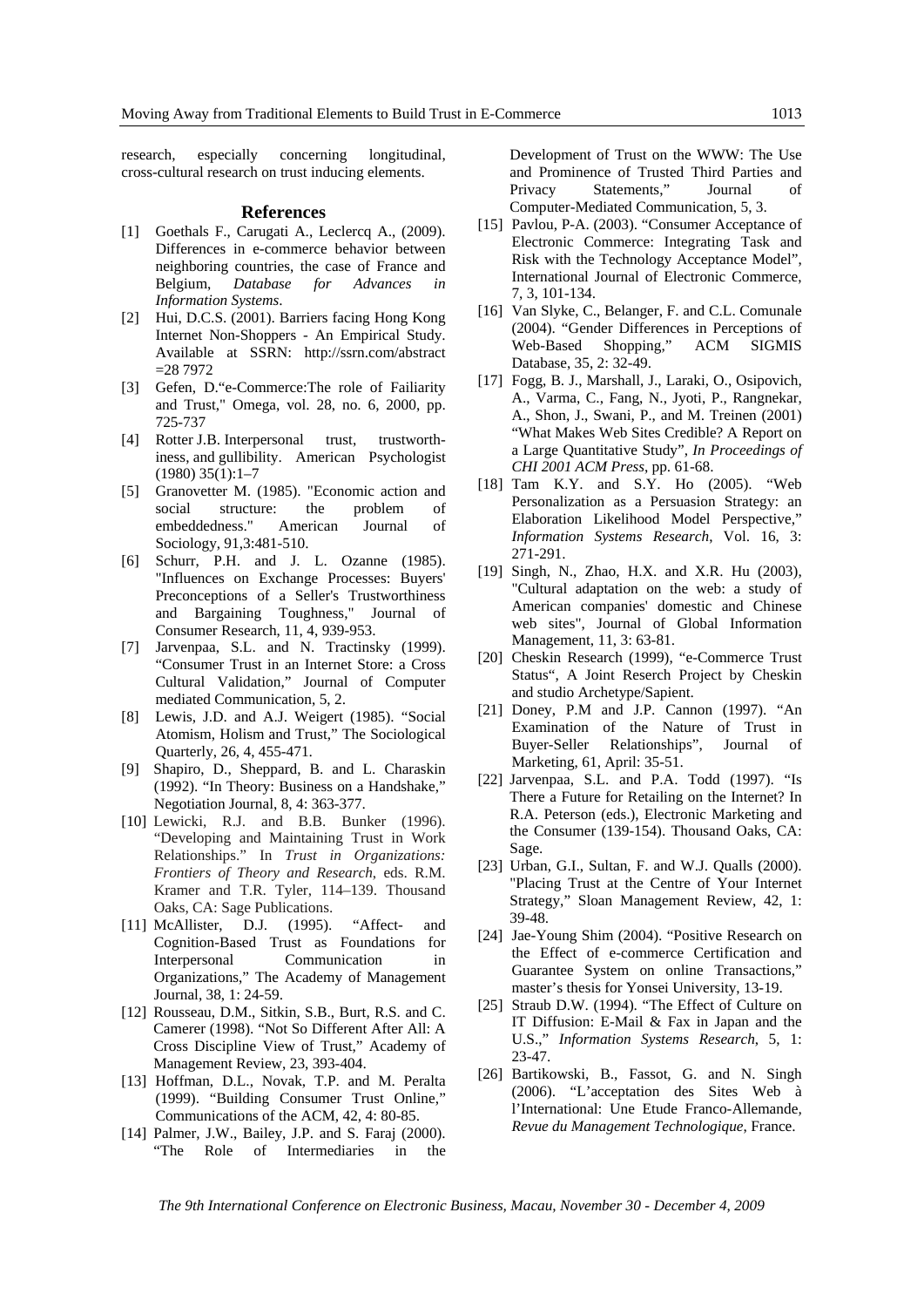research, especially concerning longitudinal, cross-cultural research on trust inducing elements.

## References

[1] Goethals F., Carugati A., Leclercq A., (2009). Differences in e-commerce behavior between neighboring countries, the case of France and Belgium, *Database for Advances in Information Systems*.

[2] Hui, D.C.S. (2001). Barriers facing Hong Kong Internet Non-Shoppers - An Empirical Study. Available at SSRN: http://ssrn.com/abstract =28 7972

[3] Gefen, D."e-Commerce:The role of Failiarity and Trust," Omega, vol. 28, no. 6, 2000, pp. 725-737

[4] Rotter J.B. Interpersonal trust, trustworthiness, and gullibility. American Psychologist (1980) 35(1):1–7

[5] Granovetter M. (1985). "Economic action and social structure: the problem of embeddedness." American Journal of Sociology, 91,3:481-510.

[6] Schurr, P.H. and J. L. Ozanne (1985). "Influences on Exchange Processes: Buyers' Preconceptions of a Seller's Trustworthiness and Bargaining Toughness," Journal of Consumer Research, 11, 4, 939-953.

[7] Jarvenpaa, S.L. and N. Tractinsky (1999). "Consumer Trust in an Internet Store: a Cross Cultural Validation," Journal of Computer mediated Communication, 5, 2.

[8] Lewis, J.D. and A.J. Weigert (1985). "Social Atomism, Holism and Trust," The Sociological Quarterly, 26, 4, 455-471.

[9] Shapiro, D., Sheppard, B. and L. Charaskin (1992). "In Theory: Business on a Handshake," Negotiation Journal, 8, 4: 363-377.

[10] Lewicki, R.J. and B.B. Bunker (1996). "Developing and Maintaining Trust in Work Relationships." In *Trust in Organizations: Frontiers of Theory and Research*, eds. R.M. Kramer and T.R. Tyler, 114–139. Thousand Oaks, CA: Sage Publications.

[11] McAllister, D.J. (1995). "Affect- and Cognition-Based Trust as Foundations for Interpersonal Communication in Organizations," The Academy of Management Journal, 38, 1: 24-59.

[12] Rousseau, D.M., Sitkin, S.B., Burt, R.S. and C. Camerer (1998). "Not So Different After All: A Cross Discipline View of Trust," Academy of Management Review, 23, 393-404.

[13] Hoffman, D.L., Novak, T.P. and M. Peralta (1999). "Building Consumer Trust Online," Communications of the ACM, 42, 4: 80-85.

[14] Palmer, J.W., Bailey, J.P. and S. Faraj (2000). "The Role of Intermediaries in the Development of Trust on the WWW: The Use and Prominence of Trusted Third Parties and Privacy Statements," Journal of Computer-Mediated Communication, 5, 3.

[15] Pavlou, P-A. (2003). "Consumer Acceptance of Electronic Commerce: Integrating Task and Risk with the Technology Acceptance Model", International Journal of Electronic Commerce, 7, 3, 101-134.

[16] Van Slyke, C., Belanger, F. and C.L. Comunale (2004). "Gender Differences in Perceptions of Web-Based Shopping," ACM SIGMIS Database, 35, 2: 32-49.

[17] Fogg, B. J., Marshall, J., Laraki, O., Osipovich, A., Varma, C., Fang, N., Jyoti, P., Rangnekar, A., Shon, J., Swani, P., and M. Treinen (2001) "What Makes Web Sites Credible? A Report on a Large Quantitative Study", *In Proceedings of CHI 2001 ACM Press*, pp. 61-68.

[18] Tam K.Y. and S.Y. Ho (2005). "Web Personalization as a Persuasion Strategy: an Elaboration Likelihood Model Perspective," *Information Systems Research*, Vol. 16, 3: 271-291.

[19] Singh, N., Zhao, H.X. and X.R. Hu (2003), "Cultural adaptation on the web: a study of American companies' domestic and Chinese web sites", Journal of Global Information Management, 11, 3: 63-81.

[20] Cheskin Research (1999), "e-Commerce Trust Status", A Joint Reserch Project by Cheskin and studio Archetype/Sapient.

[21] Doney, P.M and J.P. Cannon (1997). "An Examination of the Nature of Trust in Buyer-Seller Relationships", Journal of Marketing, 61, April: 35-51.

[22] Jarvenpaa, S.L. and P.A. Todd (1997). "Is There a Future for Retailing on the Internet? In R.A. Peterson (eds.), Electronic Marketing and the Consumer (139-154). Thousand Oaks, CA: Sage.

[23] Urban, G.I., Sultan, F. and W.J. Qualls (2000). "Placing Trust at the Centre of Your Internet Strategy," Sloan Management Review, 42, 1: 39-48.

[24] Jae-Young Shim (2004). "Positive Research on the Effect of e-commerce Certification and Guarantee System on online Transactions," master's thesis for Yonsei University, 13-19.

[25] Straub D.W. (1994). "The Effect of Culture on IT Diffusion: E-Mail & Fax in Japan and the U.S.," *Information Systems Research*, 5, 1: 23-47.

[26] Bartikowski, B., Fassot, G. and N. Singh (2006). "L'acceptation des Sites Web à l'International: Une Etude Franco-Allemande, *Revue du Management Technologique*, France.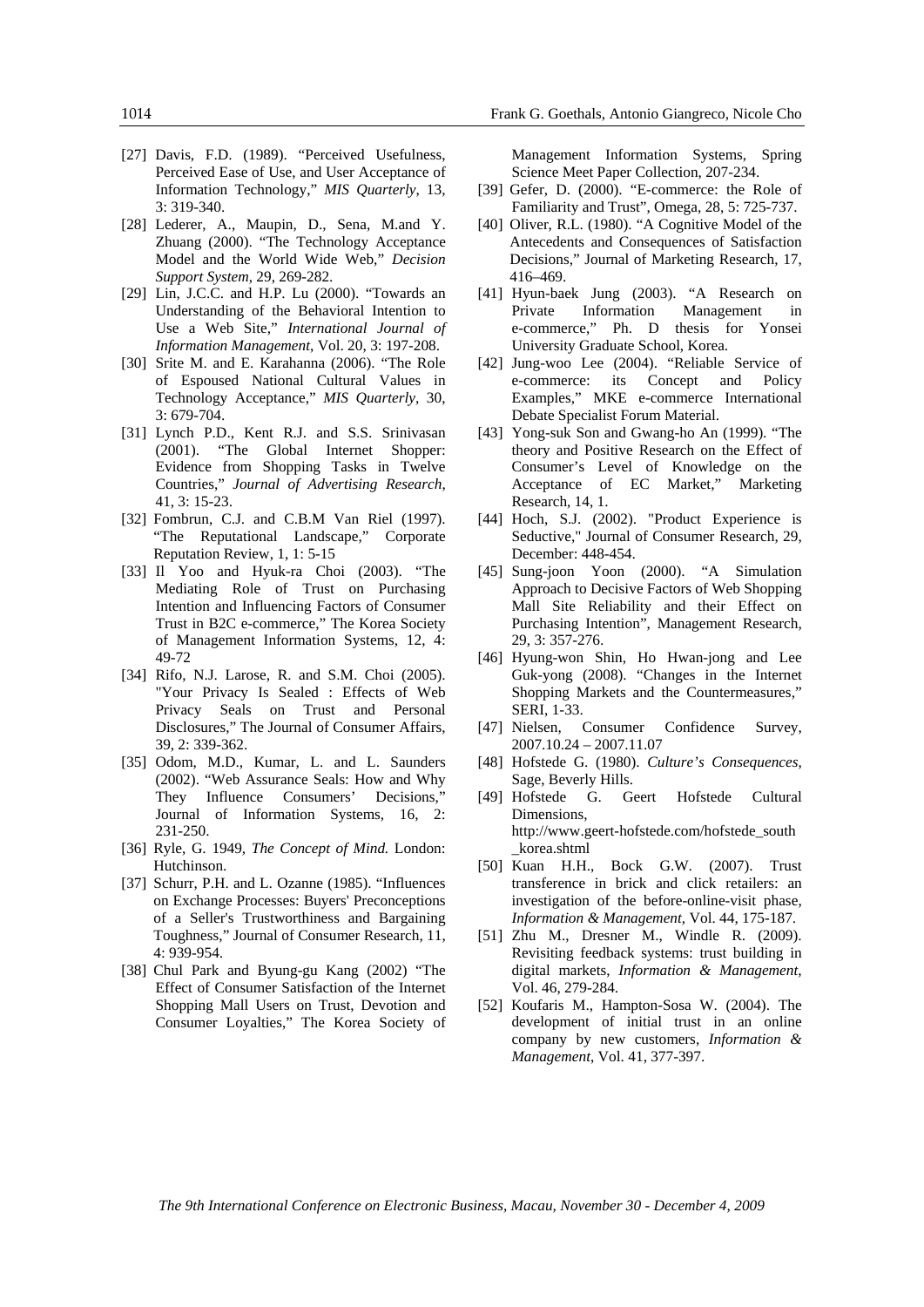[27] Davis, F.D. (1989). "Perceived Usefulness, Perceived Ease of Use, and User Acceptance of Information Technology," *MIS Quarterly*, 13, 3: 319-340.

[28] Lederer, A., Maupin, D., Sena, M.and Y. Zhuang (2000). "The Technology Acceptance Model and the World Wide Web," *Decision Support System*, 29, 269-282.

[29] Lin, J.C.C. and H.P. Lu (2000). "Towards an Understanding of the Behavioral Intention to Use a Web Site," *International Journal of Information Management*, Vol. 20, 3: 197-208.

[30] Srite M. and E. Karahanna (2006). "The Role of Espoused National Cultural Values in Technology Acceptance," *MIS Quarterly*, 30, 3: 679-704.

[31] Lynch P.D., Kent R.J. and S.S. Srinivasan (2001). "The Global Internet Shopper: Evidence from Shopping Tasks in Twelve Countries," *Journal of Advertising Research*, 41, 3: 15-23.

[32] Fombrun, C.J. and C.B.M Van Riel (1997). "The Reputational Landscape," Corporate Reputation Review, 1, 1: 5-15

[33] Il Yoo and Hyuk-ra Choi (2003). "The Mediating Role of Trust on Purchasing Intention and Influencing Factors of Consumer Trust in B2C e-commerce," The Korea Society of Management Information Systems, 12, 4: 49-72

[34] Rifo, N.J. Larose, R. and S.M. Choi (2005). "Your Privacy Is Sealed : Effects of Web Privacy Seals on Trust and Personal Disclosures," The Journal of Consumer Affairs, 39, 2: 339-362.

[35] Odom, M.D., Kumar, L. and L. Saunders (2002). "Web Assurance Seals: How and Why They Influence Consumers' Decisions," Journal of Information Systems, 16, 2: 231-250.

[36] Ryle, G. 1949, *The Concept of Mind.* London: Hutchinson.

[37] Schurr, P.H. and L. Ozanne (1985). "Influences on Exchange Processes: Buyers' Preconceptions of a Seller's Trustworthiness and Bargaining Toughness," Journal of Consumer Research, 11, 4: 939-954.

[38] Chul Park and Byung-gu Kang (2002) "The Effect of Consumer Satisfaction of the Internet Shopping Mall Users on Trust, Devotion and Consumer Loyalties," The Korea Society of Management Information Systems, Spring Science Meet Paper Collection, 207-234.

[39] Gefer, D. (2000). "E-commerce: the Role of Familiarity and Trust", Omega, 28, 5: 725-737.

[40] Oliver, R.L. (1980). "A Cognitive Model of the Antecedents and Consequences of Satisfaction Decisions," Journal of Marketing Research, 17, 416–469.

[41] Hyun-baek Jung (2003). "A Research on Private Information Management in e-commerce," Ph. D thesis for Yonsei University Graduate School, Korea.

[42] Jung-woo Lee (2004). "Reliable Service of e-commerce: its Concept and Policy Examples," MKE e-commerce International Debate Specialist Forum Material.

[43] Yong-suk Son and Gwang-ho An (1999). "The theory and Positive Research on the Effect of Consumer's Level of Knowledge on the Acceptance of EC Market," Marketing Research, 14, 1.

[44] Hoch, S.J. (2002). "Product Experience is Seductive," Journal of Consumer Research, 29, December: 448-454.

[45] Sung-joon Yoon (2000). "A Simulation Approach to Decisive Factors of Web Shopping Mall Site Reliability and their Effect on Purchasing Intention", Management Research, 29, 3: 357-276.

[46] Hyung-won Shin, Ho Hwan-jong and Lee Guk-yong (2008). "Changes in the Internet Shopping Markets and the Countermeasures," SERI, 1-33.

[47] Nielsen, Consumer Confidence Survey, 2007.10.24 – 2007.11.07

[48] Hofstede G. (1980). *Culture's Consequences*, Sage, Beverly Hills.

[49] Hofstede G. Geert Hofstede Cultural Dimensions, http://www.geert-hofstede.com/hofstede_south_korea.shtml

[50] Kuan H.H., Bock G.W. (2007). Trust transference in brick and click retailers: an investigation of the before-online-visit phase, *Information & Management*, Vol. 44, 175-187.

[51] Zhu M., Dresner M., Windle R. (2009). Revisiting feedback systems: trust building in digital markets, *Information & Management*, Vol. 46, 279-284.

[52] Koufaris M., Hampton-Sosa W. (2004). The development of initial trust in an online company by new customers, *Information & Management*, Vol. 41, 377-397.